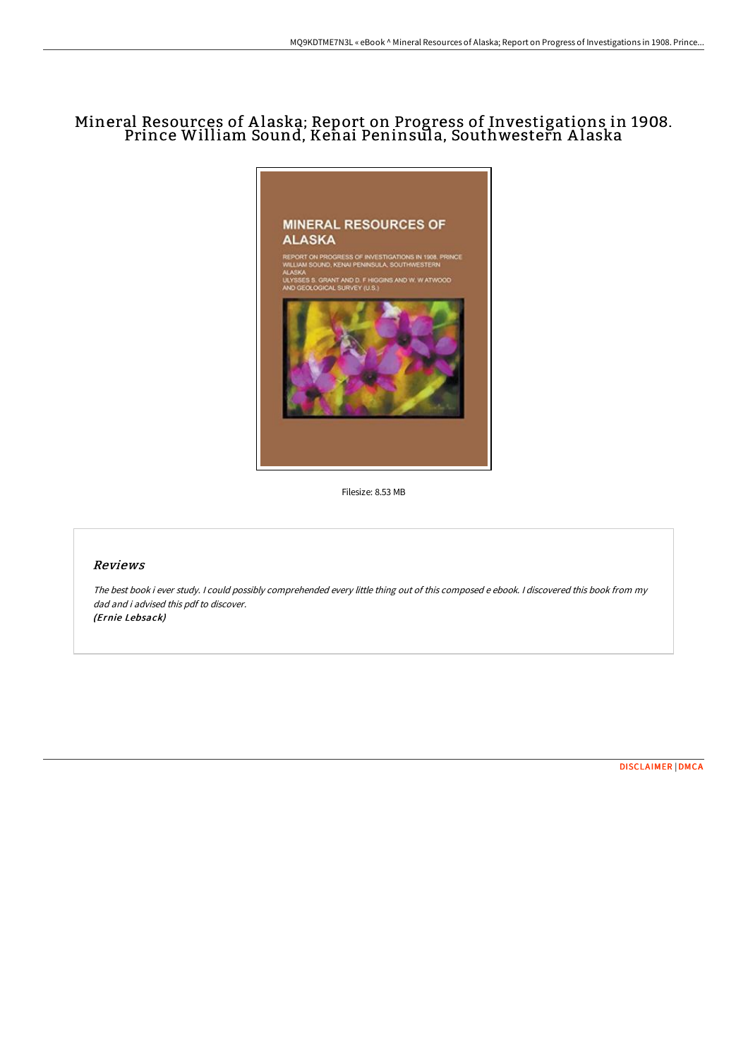# Mineral Resources of Alaska; Report on Progress of Investigations in 1908. Prince William Sound, Kenai Peninsula, Southwestern Alaska

Filesize: 8.53 MB

## Reviews

*The best book i ever study. I could possibly comprehended every little thing out of this composed e ebook. I discovered this book from my dad and i advised this pdf to discover.*
*(Ernie Lebsack)*

DISCLAIMER | DMCA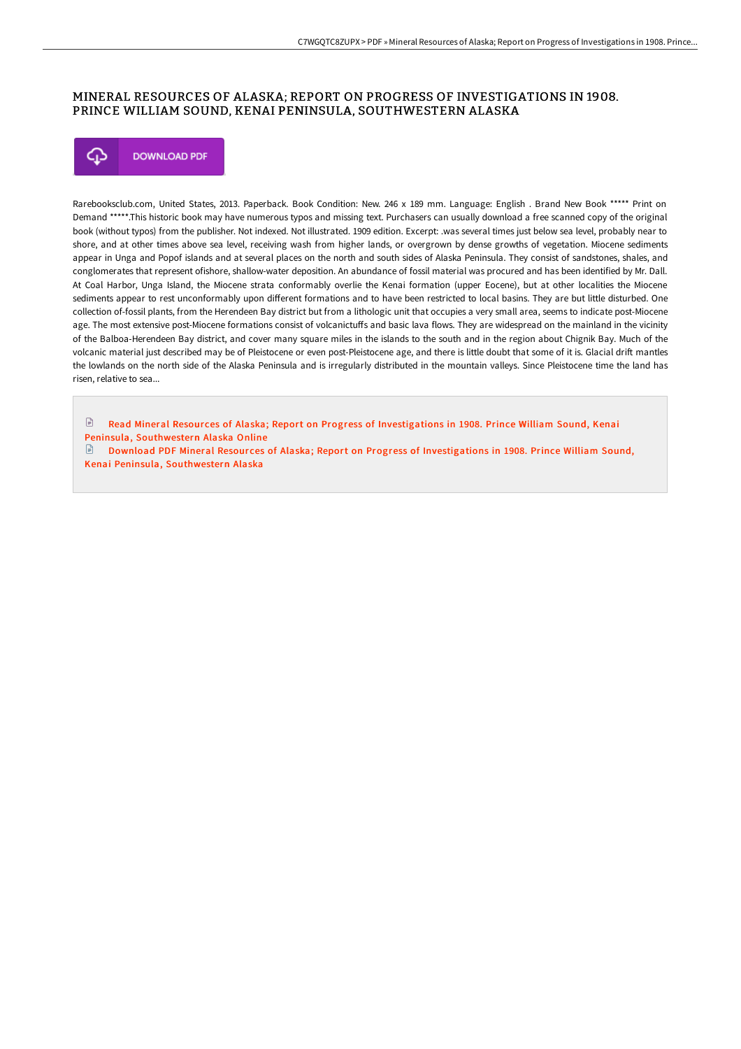# MINERAL RESOURCES OF ALASKA; REPORT ON PROGRESS OF INVESTIGATIONS IN 1908. PRINCE WILLIAM SOUND, KENAI PENINSULA, SOUTHWESTERN ALASKA

DOWNLOAD PDF

Rarebooksclub.com, United States, 2013. Paperback. Book Condition: New. 246 x 189 mm. Language: English . Brand New Book ***** Print on Demand *****.This historic book may have numerous typos and missing text. Purchasers can usually download a free scanned copy of the original book (without typos) from the publisher. Not indexed. Not illustrated. 1909 edition. Excerpt: .was several times just below sea level, probably near to shore, and at other times above sea level, receiving wash from higher lands, or overgrown by dense growths of vegetation. Miocene sediments appear in Unga and Popof islands and at several places on the north and south sides of Alaska Peninsula. They consist of sandstones, shales, and conglomerates that represent ofishore, shallow-water deposition. An abundance of fossil material was procured and has been identified by Mr. Dall. At Coal Harbor, Unga Island, the Miocene strata conformably overlie the Kenai formation (upper Eocene), but at other localities the Miocene sediments appear to rest unconformably upon different formations and to have been restricted to local basins. They are but little disturbed. One collection of-fossil plants, from the Herendeen Bay district but from a lithologic unit that occupies a very small area, seems to indicate post-Miocene age. The most extensive post-Miocene formations consist of volcanictuffs and basic lava flows. They are widespread on the mainland in the vicinity of the Balboa-Herendeen Bay district, and cover many square miles in the islands to the south and in the region about Chignik Bay. Much of the volcanic material just described may be of Pleistocene or even post-Pleistocene age, and there is little doubt that some of it is. Glacial drift mantles the lowlands on the north side of the Alaska Peninsula and is irregularly distributed in the mountain valleys. Since Pleistocene time the land has risen, relative to sea...

Read Mineral Resources of Alaska; Report on Progress of Investigations in 1908. Prince William Sound, Kenai Peninsula, Southwestern Alaska Online

Download PDF Mineral Resources of Alaska; Report on Progress of Investigations in 1908. Prince William Sound, Kenai Peninsula, Southwestern Alaska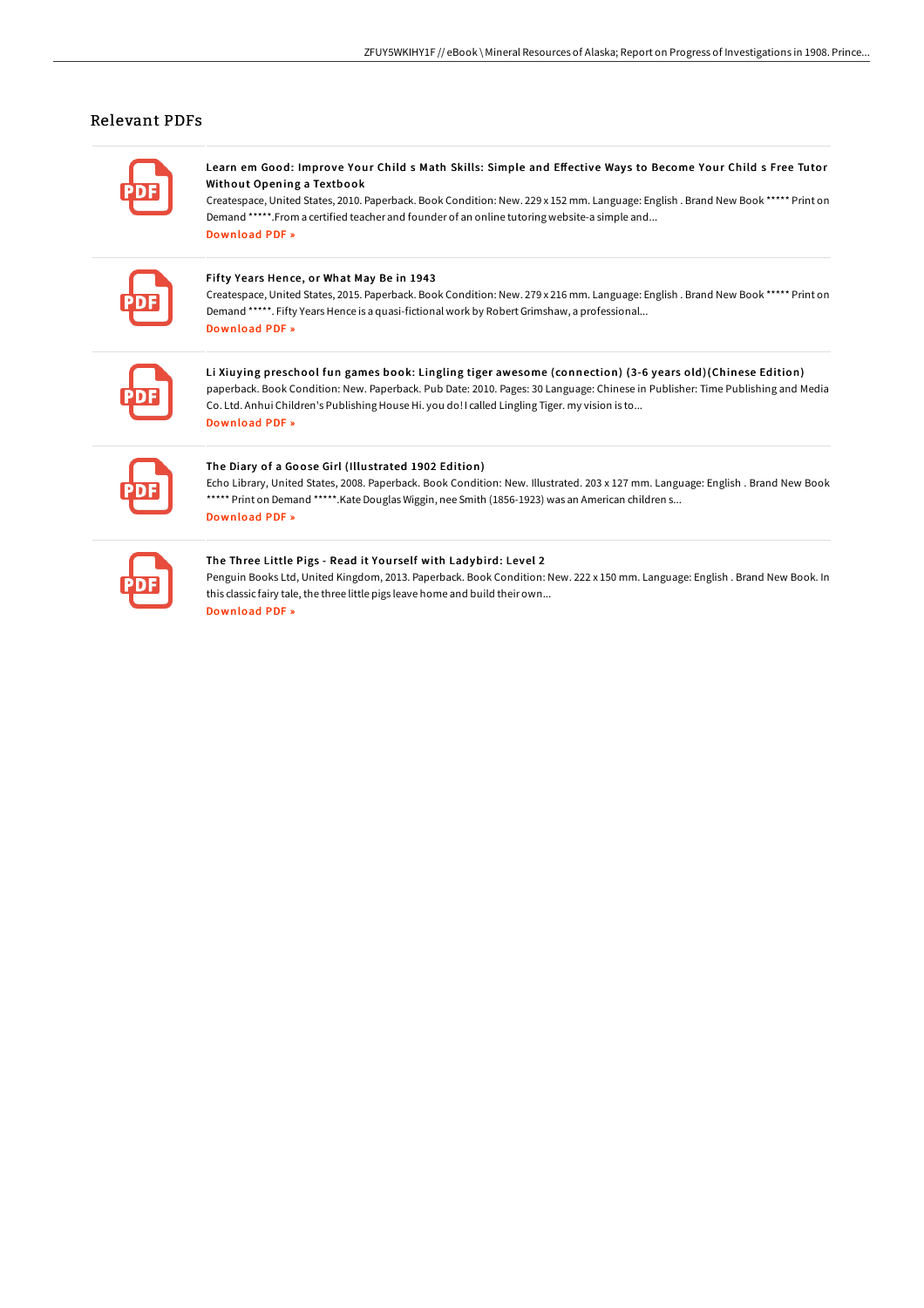## Relevant PDFs

**Learn em Good: Improve Your Child s Math Skills: Simple and Effective Ways to Become Your Child s Free Tutor Without Opening a Textbook**

Createspace, United States, 2010. Paperback. Book Condition: New. 229 x 152 mm. Language: English . Brand New Book ***** Print on Demand *****.From a certified teacher and founder of an online tutoring website-a simple and...

Download PDF »

**Fifty Years Hence, or What May Be in 1943**

Createspace, United States, 2015. Paperback. Book Condition: New. 279 x 216 mm. Language: English . Brand New Book ***** Print on Demand *****. Fifty Years Hence is a quasi-fictional work by Robert Grimshaw, a professional...

Download PDF »

**Li Xiuying preschool fun games book: Lingling tiger awesome (connection) (3-6 years old)(Chinese Edition)**

paperback. Book Condition: New. Paperback. Pub Date: 2010. Pages: 30 Language: Chinese in Publisher: Time Publishing and Media Co. Ltd. Anhui Children's Publishing House Hi. you do! I called Lingling Tiger. my vision is to...

Download PDF »

**The Diary of a Goose Girl (Illustrated 1902 Edition)**

Echo Library, United States, 2008. Paperback. Book Condition: New. Illustrated. 203 x 127 mm. Language: English . Brand New Book ***** Print on Demand *****.Kate Douglas Wiggin, nee Smith (1856-1923) was an American children s...

Download PDF »

**The Three Little Pigs - Read it Yourself with Ladybird: Level 2**

Penguin Books Ltd, United Kingdom, 2013. Paperback. Book Condition: New. 222 x 150 mm. Language: English . Brand New Book. In this classic fairy tale, the three little pigs leave home and build their own...

Download PDF »